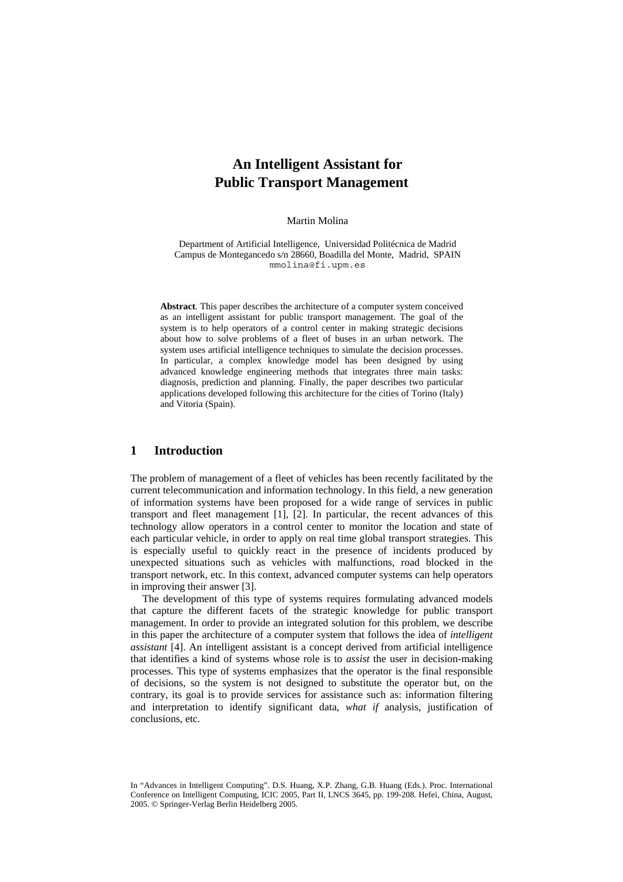# An Intelligent Assistant for Public Transport Management

Martin Molina

Department of Artificial Intelligence, Universidad Politécnica de Madrid
Campus de Montegancedo s/n 28660, Boadilla del Monte, Madrid, SPAIN
mmolina@fi.upm.es

**Abstract**. This paper describes the architecture of a computer system conceived as an intelligent assistant for public transport management. The goal of the system is to help operators of a control center in making strategic decisions about how to solve problems of a fleet of buses in an urban network. The system uses artificial intelligence techniques to simulate the decision processes. In particular, a complex knowledge model has been designed by using advanced knowledge engineering methods that integrates three main tasks: diagnosis, prediction and planning. Finally, the paper describes two particular applications developed following this architecture for the cities of Torino (Italy) and Vitoria (Spain).

## 1 Introduction

The problem of management of a fleet of vehicles has been recently facilitated by the current telecommunication and information technology. In this field, a new generation of information systems have been proposed for a wide range of services in public transport and fleet management [1], [2]. In particular, the recent advances of this technology allow operators in a control center to monitor the location and state of each particular vehicle, in order to apply on real time global transport strategies. This is especially useful to quickly react in the presence of incidents produced by unexpected situations such as vehicles with malfunctions, road blocked in the transport network, etc. In this context, advanced computer systems can help operators in improving their answer [3].

The development of this type of systems requires formulating advanced models that capture the different facets of the strategic knowledge for public transport management. In order to provide an integrated solution for this problem, we describe in this paper the architecture of a computer system that follows the idea of *intelligent assistant* [4]. An intelligent assistant is a concept derived from artificial intelligence that identifies a kind of systems whose role is to *assist* the user in decision-making processes. This type of systems emphasizes that the operator is the final responsible of decisions, so the system is not designed to substitute the operator but, on the contrary, its goal is to provide services for assistance such as: information filtering and interpretation to identify significant data, *what if* analysis, justification of conclusions, etc.

In "Advances in Intelligent Computing". D.S. Huang, X.P. Zhang, G.B. Huang (Eds.). Proc. International Conference on Intelligent Computing, ICIC 2005, Part II, LNCS 3645, pp. 199-208. Hefei, China, August, 2005. © Springer-Verlag Berlin Heidelberg 2005.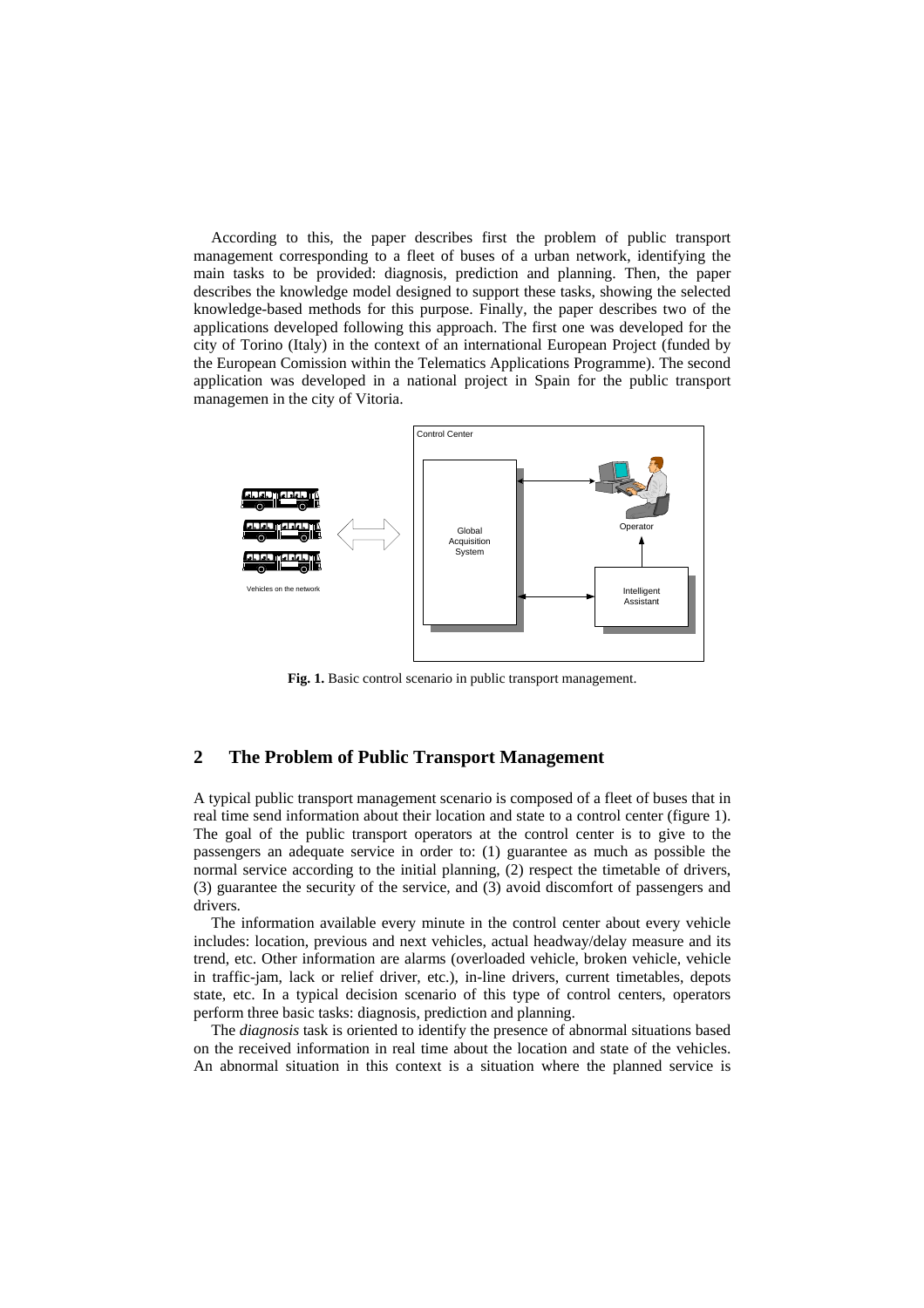According to this, the paper describes first the problem of public transport management corresponding to a fleet of buses of a urban network, identifying the main tasks to be provided: diagnosis, prediction and planning. Then, the paper describes the knowledge model designed to support these tasks, showing the selected knowledge-based methods for this purpose. Finally, the paper describes two of the applications developed following this approach. The first one was developed for the city of Torino (Italy) in the context of an international European Project (funded by the European Comission within the Telematics Applications Programme). The second application was developed in a national project in Spain for the public transport managemen in the city of Vitoria.

Control Center

Global Acquisition System

Operator

Intelligent Assistant

Vehicles on the network

**Fig. 1.** Basic control scenario in public transport management.

## 2 The Problem of Public Transport Management

A typical public transport management scenario is composed of a fleet of buses that in real time send information about their location and state to a control center (figure 1). The goal of the public transport operators at the control center is to give to the passengers an adequate service in order to: (1) guarantee as much as possible the normal service according to the initial planning, (2) respect the timetable of drivers, (3) guarantee the security of the service, and (3) avoid discomfort of passengers and drivers.

The information available every minute in the control center about every vehicle includes: location, previous and next vehicles, actual headway/delay measure and its trend, etc. Other information are alarms (overloaded vehicle, broken vehicle, vehicle in traffic-jam, lack or relief driver, etc.), in-line drivers, current timetables, depots state, etc. In a typical decision scenario of this type of control centers, operators perform three basic tasks: diagnosis, prediction and planning.

The *diagnosis* task is oriented to identify the presence of abnormal situations based on the received information in real time about the location and state of the vehicles. An abnormal situation in this context is a situation where the planned service is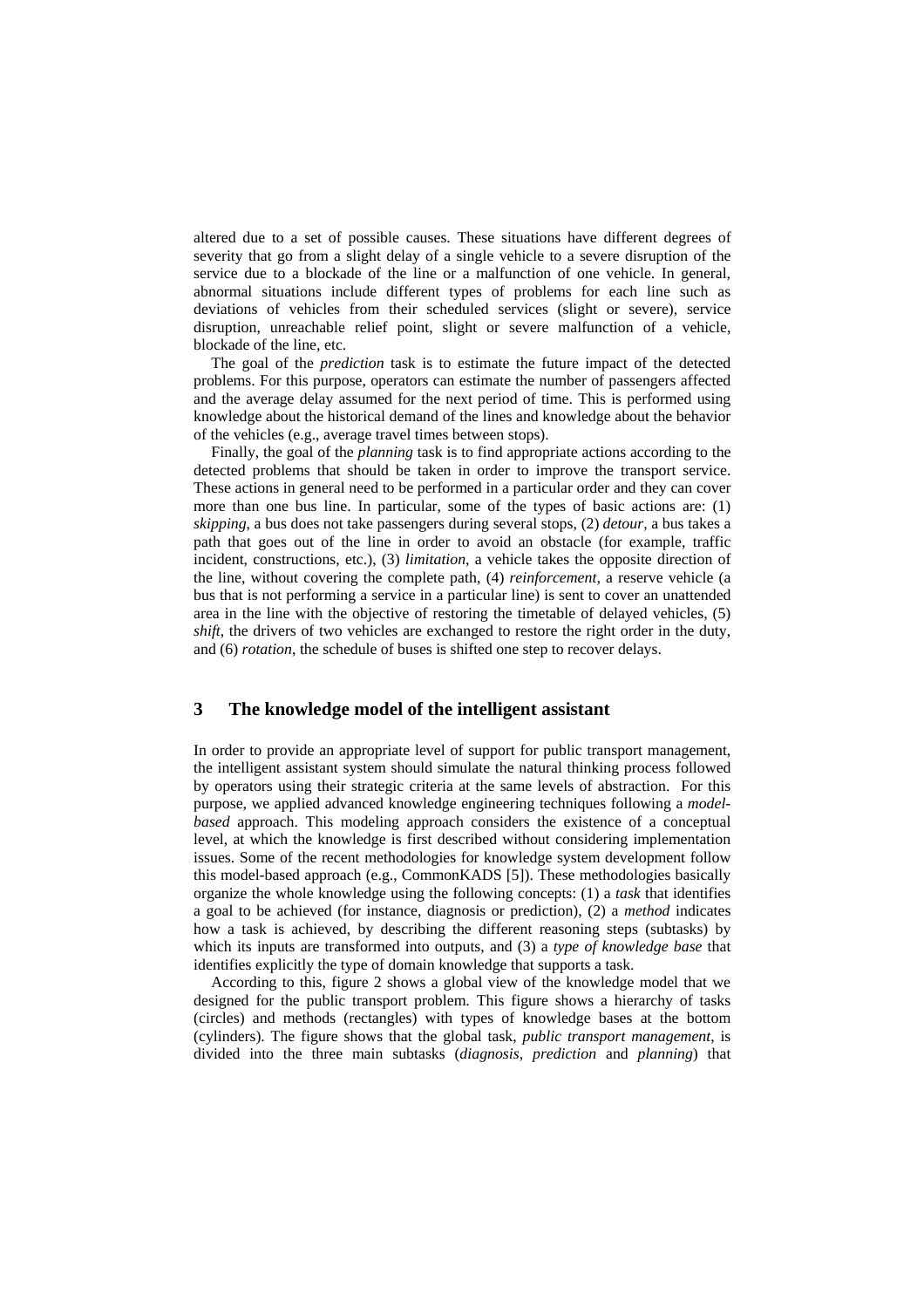altered due to a set of possible causes. These situations have different degrees of severity that go from a slight delay of a single vehicle to a severe disruption of the service due to a blockade of the line or a malfunction of one vehicle. In general, abnormal situations include different types of problems for each line such as deviations of vehicles from their scheduled services (slight or severe), service disruption, unreachable relief point, slight or severe malfunction of a vehicle, blockade of the line, etc.

The goal of the *prediction* task is to estimate the future impact of the detected problems. For this purpose, operators can estimate the number of passengers affected and the average delay assumed for the next period of time. This is performed using knowledge about the historical demand of the lines and knowledge about the behavior of the vehicles (e.g., average travel times between stops).

Finally, the goal of the *planning* task is to find appropriate actions according to the detected problems that should be taken in order to improve the transport service. These actions in general need to be performed in a particular order and they can cover more than one bus line. In particular, some of the types of basic actions are: (1) *skipping*, a bus does not take passengers during several stops, (2) *detour*, a bus takes a path that goes out of the line in order to avoid an obstacle (for example, traffic incident, constructions, etc.), (3) *limitation*, a vehicle takes the opposite direction of the line, without covering the complete path, (4) *reinforcement*, a reserve vehicle (a bus that is not performing a service in a particular line) is sent to cover an unattended area in the line with the objective of restoring the timetable of delayed vehicles, (5) *shift*, the drivers of two vehicles are exchanged to restore the right order in the duty, and (6) *rotation*, the schedule of buses is shifted one step to recover delays.

## 3 The knowledge model of the intelligent assistant

In order to provide an appropriate level of support for public transport management, the intelligent assistant system should simulate the natural thinking process followed by operators using their strategic criteria at the same levels of abstraction. For this purpose, we applied advanced knowledge engineering techniques following a *model-based* approach. This modeling approach considers the existence of a conceptual level, at which the knowledge is first described without considering implementation issues. Some of the recent methodologies for knowledge system development follow this model-based approach (e.g., CommonKADS [5]). These methodologies basically organize the whole knowledge using the following concepts: (1) a *task* that identifies a goal to be achieved (for instance, diagnosis or prediction), (2) a *method* indicates how a task is achieved, by describing the different reasoning steps (subtasks) by which its inputs are transformed into outputs, and (3) a *type of knowledge base* that identifies explicitly the type of domain knowledge that supports a task.

According to this, figure 2 shows a global view of the knowledge model that we designed for the public transport problem. This figure shows a hierarchy of tasks (circles) and methods (rectangles) with types of knowledge bases at the bottom (cylinders). The figure shows that the global task, *public transport management*, is divided into the three main subtasks (*diagnosis*, *prediction* and *planning*) that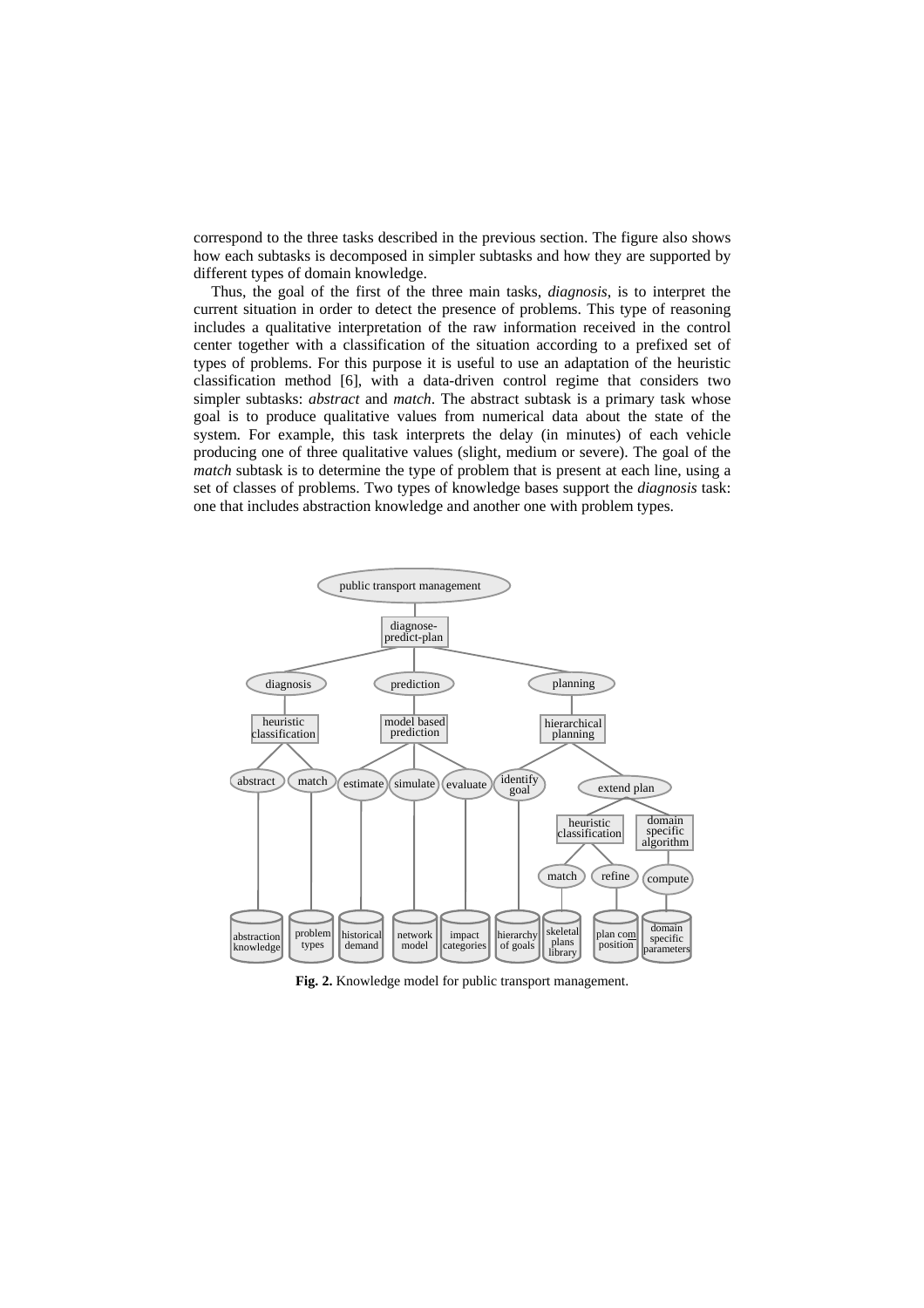correspond to the three tasks described in the previous section. The figure also shows how each subtasks is decomposed in simpler subtasks and how they are supported by different types of domain knowledge.

Thus, the goal of the first of the three main tasks, *diagnosis*, is to interpret the current situation in order to detect the presence of problems. This type of reasoning includes a qualitative interpretation of the raw information received in the control center together with a classification of the situation according to a prefixed set of types of problems. For this purpose it is useful to use an adaptation of the heuristic classification method [6], with a data-driven control regime that considers two simpler subtasks: *abstract* and *match*. The abstract subtask is a primary task whose goal is to produce qualitative values from numerical data about the state of the system. For example, this task interprets the delay (in minutes) of each vehicle producing one of three qualitative values (slight, medium or severe). The goal of the *match* subtask is to determine the type of problem that is present at each line, using a set of classes of problems. Two types of knowledge bases support the *diagnosis* task: one that includes abstraction knowledge and another one with problem types.

public transport management
diagnose-predict-plan
diagnosis
prediction
planning
heuristic classification
model based prediction
hierarchical planning
abstract
match
estimate
simulate
evaluate
identify goal
extend plan
heuristic classification
domain specific algorithm
match
refine
compute
abstraction knowledge
problem types
historical demand
network model
impact categories
hierarchy of goals
skeletal plans library
plan composition
domain specific parameters

**Fig. 2.** Knowledge model for public transport management.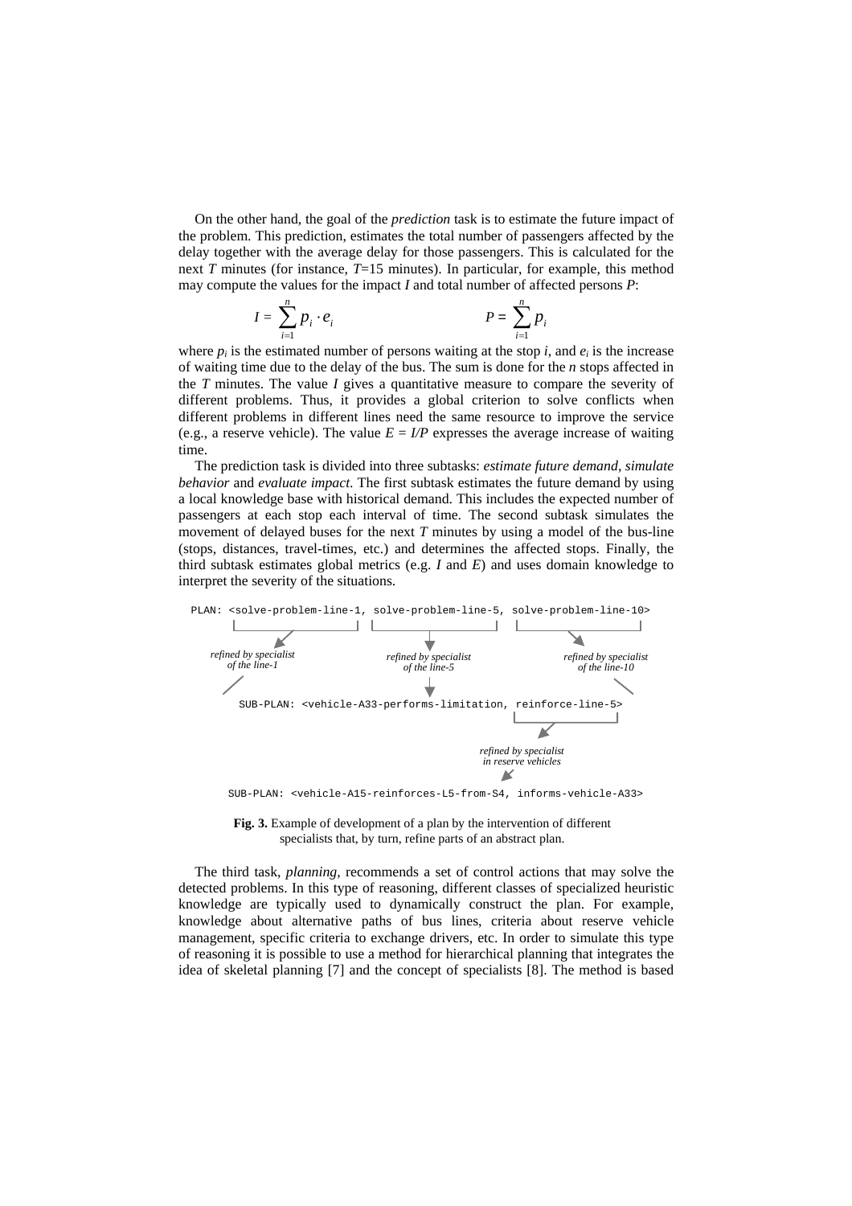On the other hand, the goal of the *prediction* task is to estimate the future impact of the problem. This prediction, estimates the total number of passengers affected by the delay together with the average delay for those passengers. This is calculated for the next $T$ minutes (for instance, $T$=15 minutes). In particular, for example, this method may compute the values for the impact $I$ and total number of affected persons $P$:

$$I = \sum_{i=1}^{n} p_i \cdot e_i \qquad\qquad P = \sum_{i=1}^{n} p_i$$

where $p_i$ is the estimated number of persons waiting at the stop $i$, and $e_i$ is the increase of waiting time due to the delay of the bus. The sum is done for the $n$ stops affected in the $T$ minutes. The value $I$ gives a quantitative measure to compare the severity of different problems. Thus, it provides a global criterion to solve conflicts when different problems in different lines need the same resource to improve the service (e.g., a reserve vehicle). The value $E = I/P$ expresses the average increase of waiting time.

The prediction task is divided into three subtasks: *estimate future demand*, *simulate behavior* and *evaluate impact*. The first subtask estimates the future demand by using a local knowledge base with historical demand. This includes the expected number of passengers at each stop each interval of time. The second subtask simulates the movement of delayed buses for the next $T$ minutes by using a model of the bus-line (stops, distances, travel-times, etc.) and determines the affected stops. Finally, the third subtask estimates global metrics (e.g. $I$ and $E$) and uses domain knowledge to interpret the severity of the situations.

```
PLAN: <solve-problem-line-1, solve-problem-line-5, solve-problem-line-10>
```

*refined by specialist of the line-1*

*refined by specialist of the line-5*

*refined by specialist of the line-10*

```
SUB-PLAN: <vehicle-A33-performs-limitation, reinforce-line-5>
```

*refined by specialist in reserve vehicles*

```
SUB-PLAN: <vehicle-A15-reinforces-L5-from-S4, informs-vehicle-A33>
```

**Fig. 3.** Example of development of a plan by the intervention of different specialists that, by turn, refine parts of an abstract plan.

The third task, *planning*, recommends a set of control actions that may solve the detected problems. In this type of reasoning, different classes of specialized heuristic knowledge are typically used to dynamically construct the plan. For example, knowledge about alternative paths of bus lines, criteria about reserve vehicle management, specific criteria to exchange drivers, etc. In order to simulate this type of reasoning it is possible to use a method for hierarchical planning that integrates the idea of skeletal planning [7] and the concept of specialists [8]. The method is based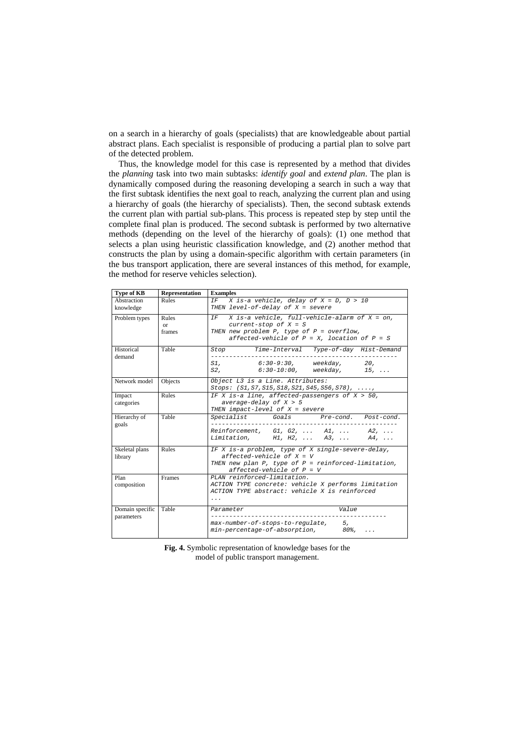on a search in a hierarchy of goals (specialists) that are knowledgeable about partial abstract plans. Each specialist is responsible of producing a partial plan to solve part of the detected problem.

Thus, the knowledge model for this case is represented by a method that divides the *planning* task into two main subtasks: *identify goal* and *extend plan*. The plan is dynamically composed during the reasoning developing a search in such a way that the first subtask identifies the next goal to reach, analyzing the current plan and using a hierarchy of goals (the hierarchy of specialists). Then, the second subtask extends the current plan with partial sub-plans. This process is repeated step by step until the complete final plan is produced. The second subtask is performed by two alternative methods (depending on the level of the hierarchy of goals): (1) one method that selects a plan using heuristic classification knowledge, and (2) another method that constructs the plan by using a domain-specific algorithm with certain parameters (in the bus transport application, there are several instances of this method, for example, the method for reserve vehicles selection).

| Type of KB | Representation | Examples |
|---|---|---|
| Abstraction knowledge | Rules | `IF X is-a vehicle, delay of X = D, D > 10`<br>`THEN level-of-delay of X = severe` |
| Problem types | Rules or frames | `IF X is-a vehicle, full-vehicle-alarm of X = on,`<br>`current-stop of X = S`<br>`THEN new problem P, type of P = overflow,`<br>`affected-vehicle of P = X, location of P = S` |
| Historical demand | Table | `Stop   Time-Interval   Type-of-day   Hist-Demand`<br>`S1,   6:30-9:30,   weekday,   20,`<br>`S2,   6:30-10:00,   weekday,   15, ...` |
| Network model | Objects | `Object L3 is a Line. Attributes:`<br>`Stops: (S1,S7,S15,S18,S21,S45,S56,S78), ....,` |
| Impact categories | Rules | `IF X is-a line, affected-passengers of X > 50,`<br>`average-delay of X > 5`<br>`THEN impact-level of X = severe` |
| Hierarchy of goals | Table | `Specialist   Goals   Pre-cond.   Post-cond.`<br>`Reinforcement,   G1, G2, ...   A1, ...   A2, ...`<br>`Limitation,   H1, H2, ...   A3, ...   A4, ...` |
| Skeletal plans library | Rules | `IF X is-a problem, type of X single-severe-delay,`<br>`affected-vehicle of X = V`<br>`THEN new plan P, type of P = reinforced-limitation,`<br>`affected-vehicle of P = V` |
| Plan composition | Frames | `PLAN reinforced-limitation.`<br>`ACTION TYPE concrete: vehicle X performs limitation`<br>`ACTION TYPE abstract: vehicle X is reinforced`<br>`...` |
| Domain specific parameters | Table | `Parameter   Value`<br>`max-number-of-stops-to-regulate,   5,`<br>`min-percentage-of-absorption,   80%, ...` |

**Fig. 4.** Symbolic representation of knowledge bases for the model of public transport management.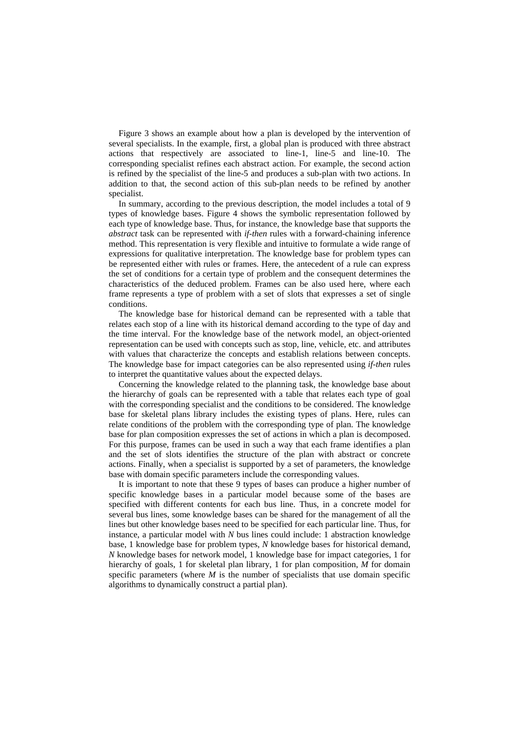Figure 3 shows an example about how a plan is developed by the intervention of several specialists. In the example, first, a global plan is produced with three abstract actions that respectively are associated to line-1, line-5 and line-10. The corresponding specialist refines each abstract action. For example, the second action is refined by the specialist of the line-5 and produces a sub-plan with two actions. In addition to that, the second action of this sub-plan needs to be refined by another specialist.

In summary, according to the previous description, the model includes a total of 9 types of knowledge bases. Figure 4 shows the symbolic representation followed by each type of knowledge base. Thus, for instance, the knowledge base that supports the *abstract* task can be represented with *if-then* rules with a forward-chaining inference method. This representation is very flexible and intuitive to formulate a wide range of expressions for qualitative interpretation. The knowledge base for problem types can be represented either with rules or frames. Here, the antecedent of a rule can express the set of conditions for a certain type of problem and the consequent determines the characteristics of the deduced problem. Frames can be also used here, where each frame represents a type of problem with a set of slots that expresses a set of single conditions.

The knowledge base for historical demand can be represented with a table that relates each stop of a line with its historical demand according to the type of day and the time interval. For the knowledge base of the network model, an object-oriented representation can be used with concepts such as stop, line, vehicle, etc. and attributes with values that characterize the concepts and establish relations between concepts. The knowledge base for impact categories can be also represented using *if-then* rules to interpret the quantitative values about the expected delays.

Concerning the knowledge related to the planning task, the knowledge base about the hierarchy of goals can be represented with a table that relates each type of goal with the corresponding specialist and the conditions to be considered. The knowledge base for skeletal plans library includes the existing types of plans. Here, rules can relate conditions of the problem with the corresponding type of plan. The knowledge base for plan composition expresses the set of actions in which a plan is decomposed. For this purpose, frames can be used in such a way that each frame identifies a plan and the set of slots identifies the structure of the plan with abstract or concrete actions. Finally, when a specialist is supported by a set of parameters, the knowledge base with domain specific parameters include the corresponding values.

It is important to note that these 9 types of bases can produce a higher number of specific knowledge bases in a particular model because some of the bases are specified with different contents for each bus line. Thus, in a concrete model for several bus lines, some knowledge bases can be shared for the management of all the lines but other knowledge bases need to be specified for each particular line. Thus, for instance, a particular model with $N$ bus lines could include: 1 abstraction knowledge base, 1 knowledge base for problem types, $N$ knowledge bases for historical demand, $N$ knowledge bases for network model, 1 knowledge base for impact categories, 1 for hierarchy of goals, 1 for skeletal plan library, 1 for plan composition, $M$ for domain specific parameters (where $M$ is the number of specialists that use domain specific algorithms to dynamically construct a partial plan).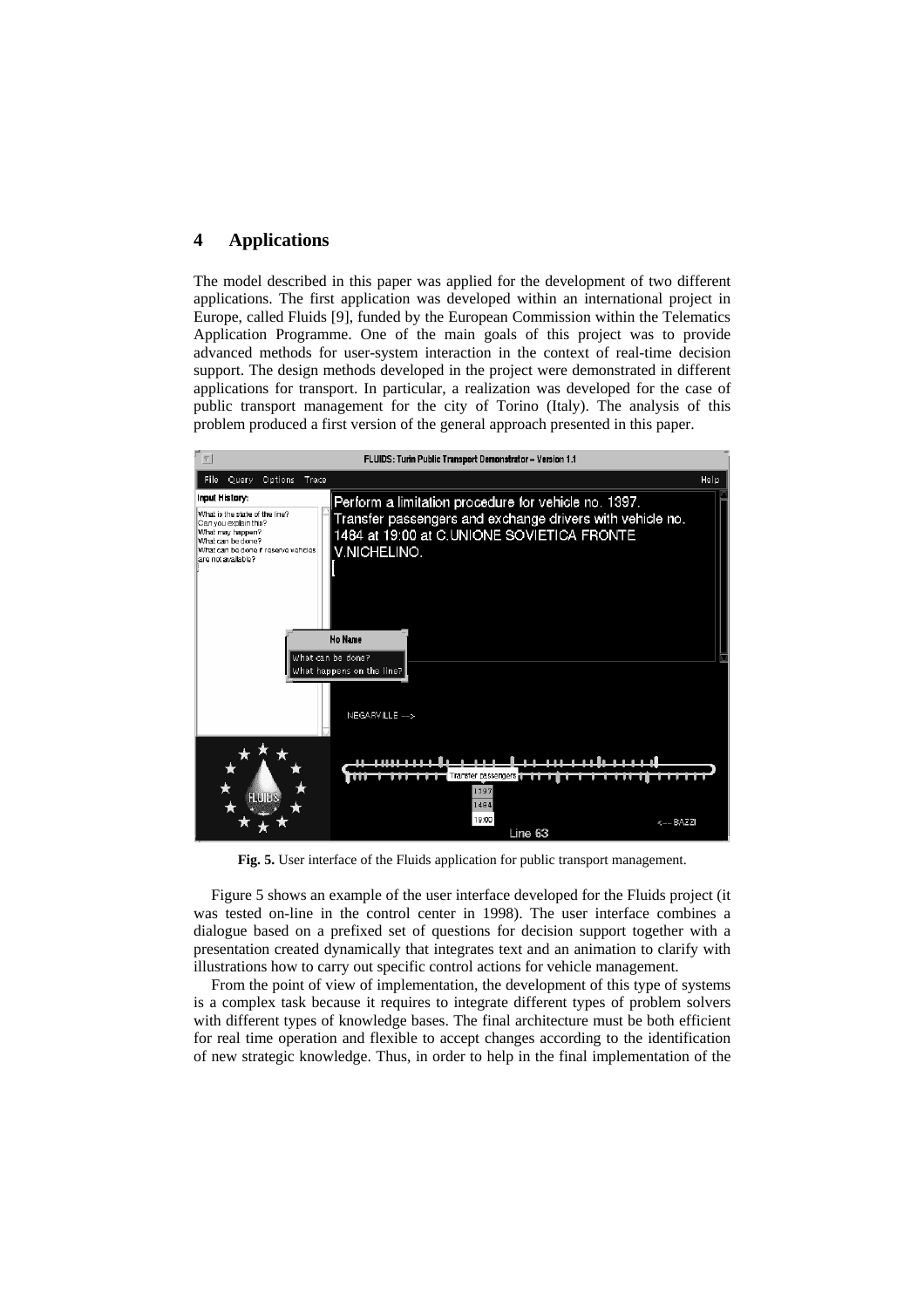## 4 Applications

The model described in this paper was applied for the development of two different applications. The first application was developed within an international project in Europe, called Fluids [9], funded by the European Commission within the Telematics Application Programme. One of the main goals of this project was to provide advanced methods for user-system interaction in the context of real-time decision support. The design methods developed in the project were demonstrated in different applications for transport. In particular, a realization was developed for the case of public transport management for the city of Torino (Italy). The analysis of this problem produced a first version of the general approach presented in this paper.

**Fig. 5.** User interface of the Fluids application for public transport management.

Figure 5 shows an example of the user interface developed for the Fluids project (it was tested on-line in the control center in 1998). The user interface combines a dialogue based on a prefixed set of questions for decision support together with a presentation created dynamically that integrates text and an animation to clarify with illustrations how to carry out specific control actions for vehicle management.

From the point of view of implementation, the development of this type of systems is a complex task because it requires to integrate different types of problem solvers with different types of knowledge bases. The final architecture must be both efficient for real time operation and flexible to accept changes according to the identification of new strategic knowledge. Thus, in order to help in the final implementation of the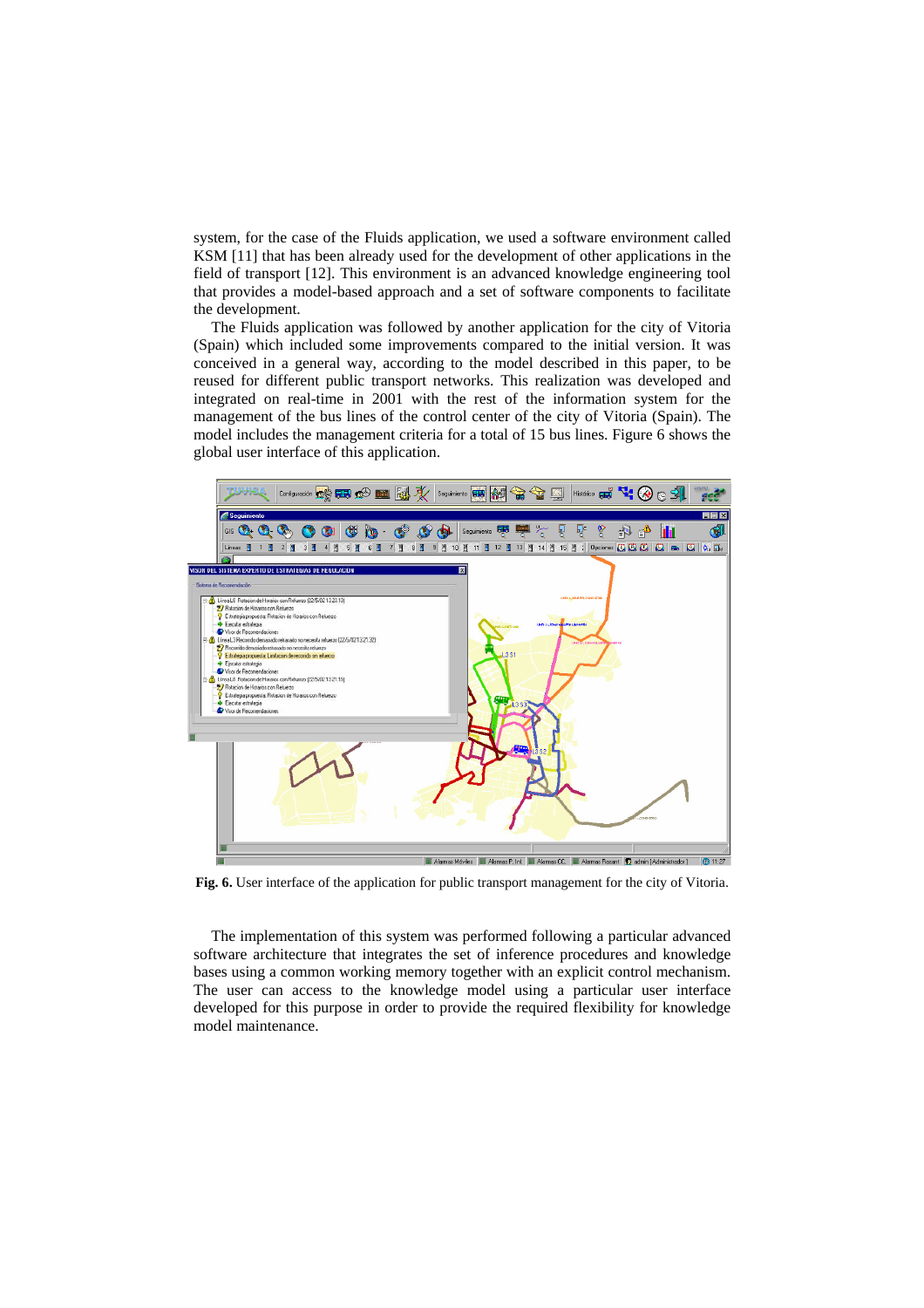system, for the case of the Fluids application, we used a software environment called KSM [11] that has been already used for the development of other applications in the field of transport [12]. This environment is an advanced knowledge engineering tool that provides a model-based approach and a set of software components to facilitate the development.

The Fluids application was followed by another application for the city of Vitoria (Spain) which included some improvements compared to the initial version. It was conceived in a general way, according to the model described in this paper, to be reused for different public transport networks. This realization was developed and integrated on real-time in 2001 with the rest of the information system for the management of the bus lines of the control center of the city of Vitoria (Spain). The model includes the management criteria for a total of 15 bus lines. Figure 6 shows the global user interface of this application.

**Fig. 6.** User interface of the application for public transport management for the city of Vitoria.

The implementation of this system was performed following a particular advanced software architecture that integrates the set of inference procedures and knowledge bases using a common working memory together with an explicit control mechanism. The user can access to the knowledge model using a particular user interface developed for this purpose in order to provide the required flexibility for knowledge model maintenance.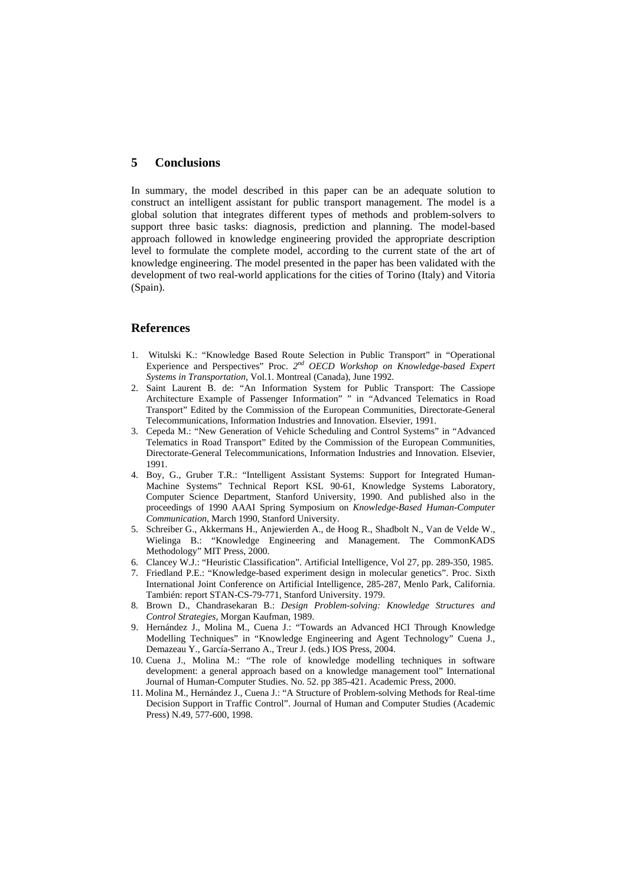## 5 Conclusions

In summary, the model described in this paper can be an adequate solution to construct an intelligent assistant for public transport management. The model is a global solution that integrates different types of methods and problem-solvers to support three basic tasks: diagnosis, prediction and planning. The model-based approach followed in knowledge engineering provided the appropriate description level to formulate the complete model, according to the current state of the art of knowledge engineering. The model presented in the paper has been validated with the development of two real-world applications for the cities of Torino (Italy) and Vitoria (Spain).

## References

1. Witulski K.: "Knowledge Based Route Selection in Public Transport" in "Operational Experience and Perspectives" Proc. 2nd *OECD Workshop on Knowledge-based Expert Systems in Transportation*, Vol.1. Montreal (Canada), June 1992.
2. Saint Laurent B. de: "An Information System for Public Transport: The Cassiope Architecture Example of Passenger Information" " in "Advanced Telematics in Road Transport" Edited by the Commission of the European Communities, Directorate-General Telecommunications, Information Industries and Innovation. Elsevier, 1991.
3. Cepeda M.: "New Generation of Vehicle Scheduling and Control Systems" in "Advanced Telematics in Road Transport" Edited by the Commission of the European Communities, Directorate-General Telecommunications, Information Industries and Innovation. Elsevier, 1991.
4. Boy, G., Gruber T.R.: "Intelligent Assistant Systems: Support for Integrated Human-Machine Systems" Technical Report KSL 90-61, Knowledge Systems Laboratory, Computer Science Department, Stanford University, 1990. And published also in the proceedings of 1990 AAAI Spring Symposium on *Knowledge-Based Human-Computer Communication*, March 1990, Stanford University.
5. Schreiber G., Akkermans H., Anjewierden A., de Hoog R., Shadbolt N., Van de Velde W., Wielinga B.: "Knowledge Engineering and Management. The CommonKADS Methodology" MIT Press, 2000.
6. Clancey W.J.: "Heuristic Classification". Artificial Intelligence, Vol 27, pp. 289-350, 1985.
7. Friedland P.E.: "Knowledge-based experiment design in molecular genetics". Proc. Sixth International Joint Conference on Artificial Intelligence, 285-287, Menlo Park, California. También: report STAN-CS-79-771, Stanford University. 1979.
8. Brown D., Chandrasekaran B.: *Design Problem-solving: Knowledge Structures and Control Strategies*, Morgan Kaufman, 1989.
9. Hernández J., Molina M., Cuena J.: "Towards an Advanced HCI Through Knowledge Modelling Techniques" in "Knowledge Engineering and Agent Technology" Cuena J., Demazeau Y., García-Serrano A., Treur J. (eds.) IOS Press, 2004.
10. Cuena J., Molina M.: "The role of knowledge modelling techniques in software development: a general approach based on a knowledge management tool" International Journal of Human-Computer Studies. No. 52. pp 385-421. Academic Press, 2000.
11. Molina M., Hernández J., Cuena J.: "A Structure of Problem-solving Methods for Real-time Decision Support in Traffic Control". Journal of Human and Computer Studies (Academic Press) N.49, 577-600, 1998.